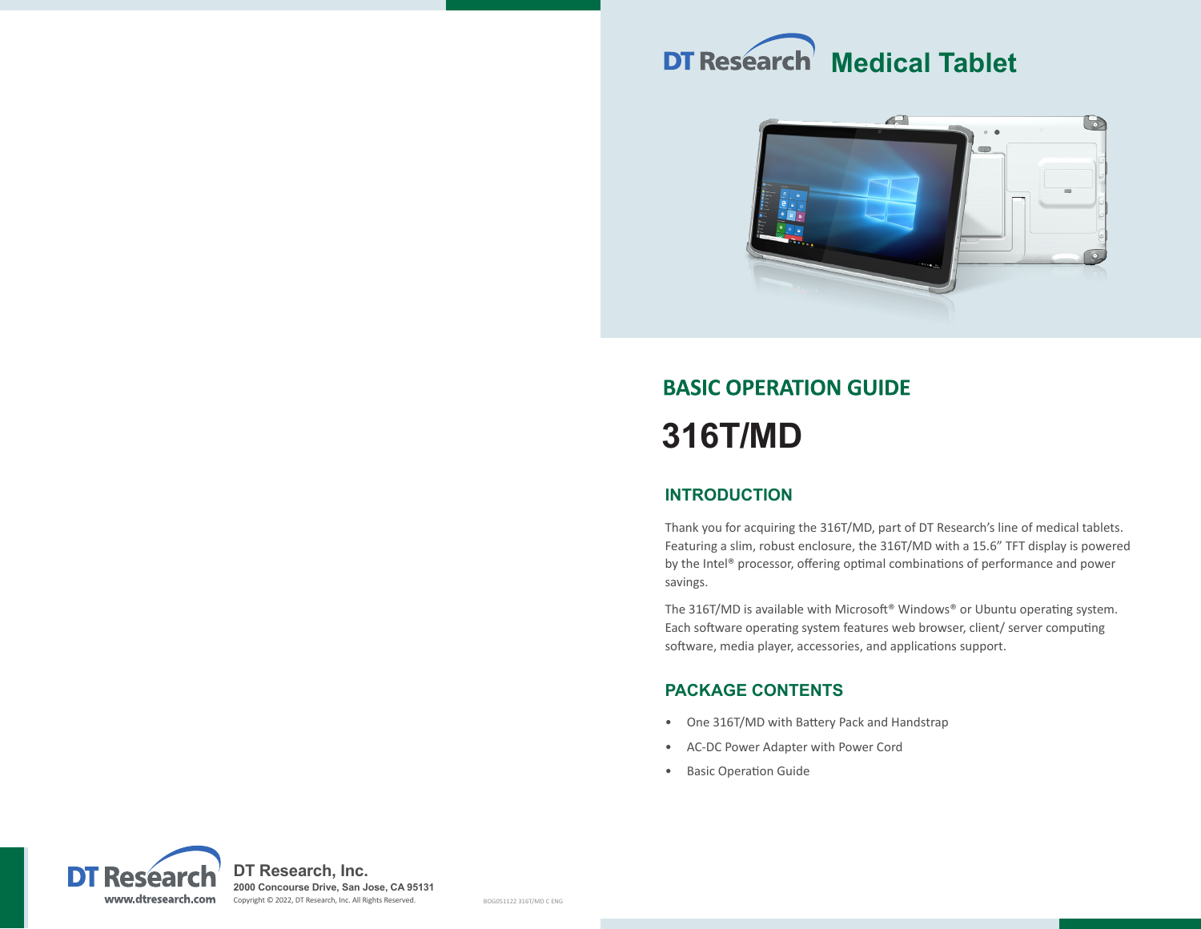# DT Research Medical Tablet

## BASIC OPERATION GUIDE

# 316T/MD

## INTRODUCTION

Thank you for acquiring the 316T/MD, part of DT Research's line of medical tablets. Featuring a slim, robust enclosure, the 316T/MD with a 15.6" TFT display is powered by the Intel® processor, offering optimal combinations of performance and power savings.

The 316T/MD is available with Microsoft® Windows® or Ubuntu operating system. Each software operating system features web browser, client/ server computing software, media player, accessories, and applications support.

## PACKAGE CONTENTS

- One 316T/MD with Battery Pack and Handstrap
- AC-DC Power Adapter with Power Cord
- Basic Operation Guide

DT Research
www.dtresearch.com

**DT Research, Inc.**
**2000 Concourse Drive, San Jose, CA 95131**
Copyright © 2022, DT Research, Inc. All Rights Reserved.

BOG051122 316T/MD C ENG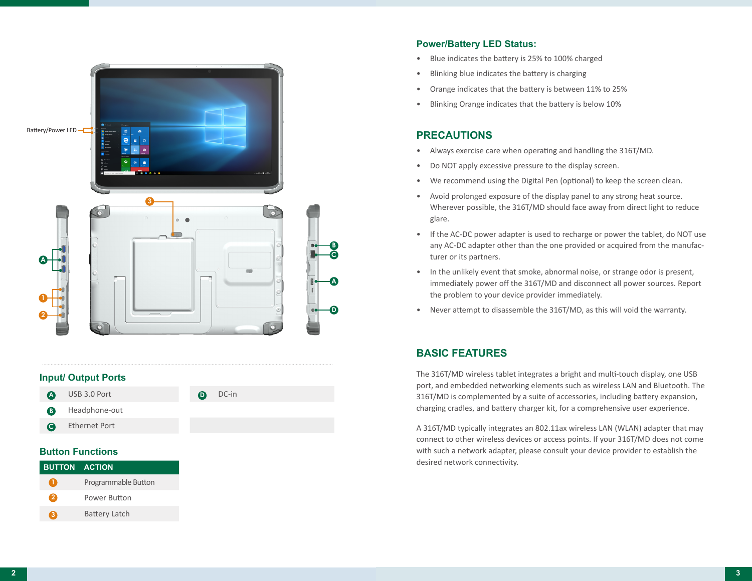Battery/Power LED

## Input/ Output Ports

| | | | |
|---|---|---|---|
| A | USB 3.0 Port | D | DC-in |
| B | Headphone-out | | |
| C | Ethernet Port | | |

## Button Functions

| BUTTON | ACTION |
|---|---|
| 1 | Programmable Button |
| 2 | Power Button |
| 3 | Battery Latch |

## Power/Battery LED Status:

- Blue indicates the battery is 25% to 100% charged
- Blinking blue indicates the battery is charging
- Orange indicates that the battery is between 11% to 25%
- Blinking Orange indicates that the battery is below 10%

## PRECAUTIONS

- Always exercise care when operating and handling the 316T/MD.
- Do NOT apply excessive pressure to the display screen.
- We recommend using the Digital Pen (optional) to keep the screen clean.
- Avoid prolonged exposure of the display panel to any strong heat source. Wherever possible, the 316T/MD should face away from direct light to reduce glare.
- If the AC-DC power adapter is used to recharge or power the tablet, do NOT use any AC-DC adapter other than the one provided or acquired from the manufacturer or its partners.
- In the unlikely event that smoke, abnormal noise, or strange odor is present, immediately power off the 316T/MD and disconnect all power sources. Report the problem to your device provider immediately.
- Never attempt to disassemble the 316T/MD, as this will void the warranty.

## BASIC FEATURES

The 316T/MD wireless tablet integrates a bright and multi-touch display, one USB port, and embedded networking elements such as wireless LAN and Bluetooth. The 316T/MD is complemented by a suite of accessories, including battery expansion, charging cradles, and battery charger kit, for a comprehensive user experience.

A 316T/MD typically integrates an 802.11ax wireless LAN (WLAN) adapter that may connect to other wireless devices or access points. If your 316T/MD does not come with such a network adapter, please consult your device provider to establish the desired network connectivity.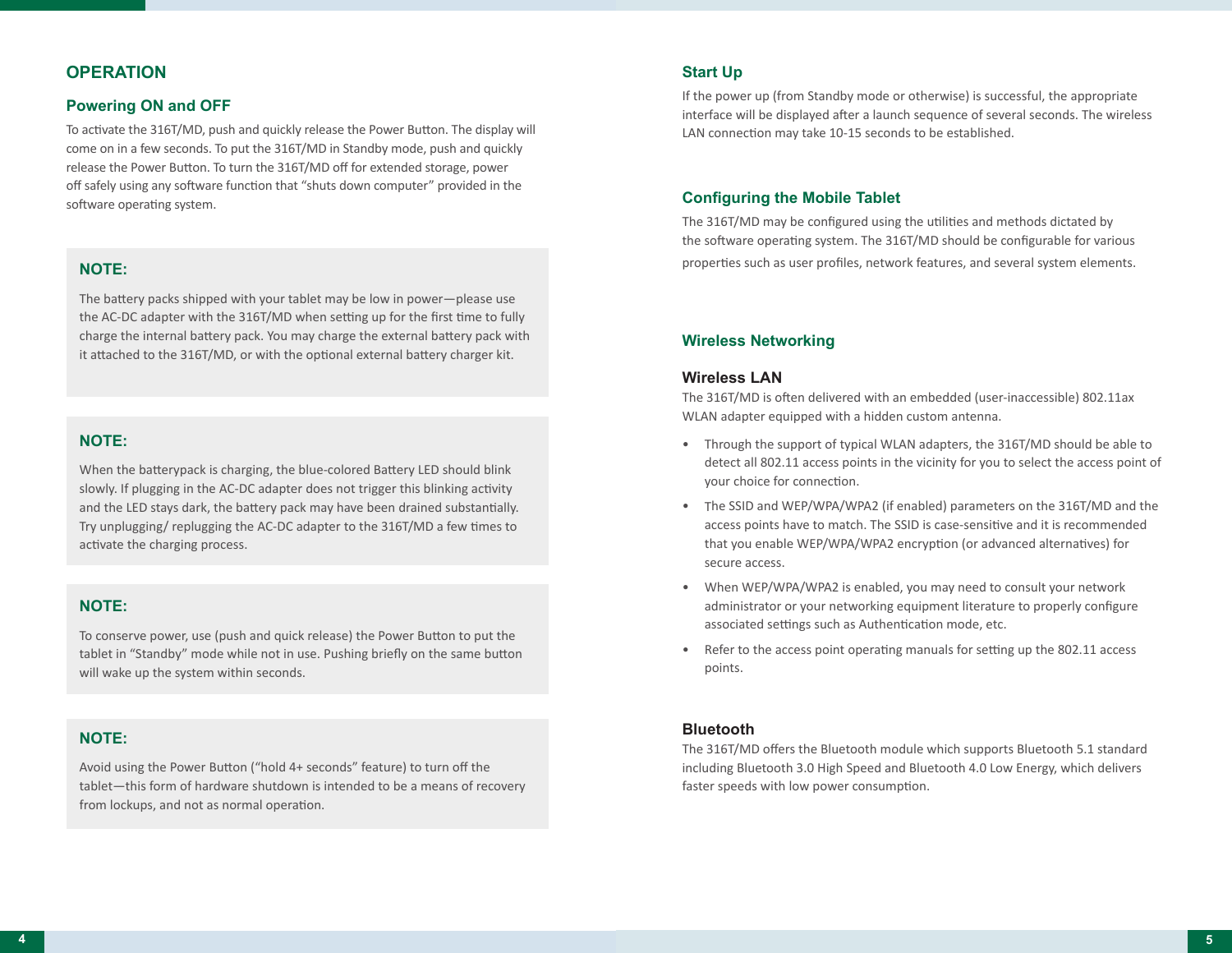# OPERATION

## Powering ON and OFF

To activate the 316T/MD, push and quickly release the Power Button. The display will come on in a few seconds. To put the 316T/MD in Standby mode, push and quickly release the Power Button. To turn the 316T/MD off for extended storage, power off safely using any software function that "shuts down computer" provided in the software operating system.

### NOTE:

The battery packs shipped with your tablet may be low in power—please use the AC-DC adapter with the 316T/MD when setting up for the first time to fully charge the internal battery pack. You may charge the external battery pack with it attached to the 316T/MD, or with the optional external battery charger kit.

### NOTE:

When the batterypack is charging, the blue-colored Battery LED should blink slowly. If plugging in the AC-DC adapter does not trigger this blinking activity and the LED stays dark, the battery pack may have been drained substantially. Try unplugging/ replugging the AC-DC adapter to the 316T/MD a few times to activate the charging process.

### NOTE:

To conserve power, use (push and quick release) the Power Button to put the tablet in "Standby" mode while not in use. Pushing briefly on the same button will wake up the system within seconds.

### NOTE:

Avoid using the Power Button ("hold 4+ seconds" feature) to turn off the tablet—this form of hardware shutdown is intended to be a means of recovery from lockups, and not as normal operation.

## Start Up

If the power up (from Standby mode or otherwise) is successful, the appropriate interface will be displayed after a launch sequence of several seconds. The wireless LAN connection may take 10-15 seconds to be established.

## Configuring the Mobile Tablet

The 316T/MD may be configured using the utilities and methods dictated by the software operating system. The 316T/MD should be configurable for various properties such as user profiles, network features, and several system elements.

## Wireless Networking

### Wireless LAN

The 316T/MD is often delivered with an embedded (user-inaccessible) 802.11ax WLAN adapter equipped with a hidden custom antenna.

- Through the support of typical WLAN adapters, the 316T/MD should be able to detect all 802.11 access points in the vicinity for you to select the access point of your choice for connection.
- The SSID and WEP/WPA/WPA2 (if enabled) parameters on the 316T/MD and the access points have to match. The SSID is case-sensitive and it is recommended that you enable WEP/WPA/WPA2 encryption (or advanced alternatives) for secure access.
- When WEP/WPA/WPA2 is enabled, you may need to consult your network administrator or your networking equipment literature to properly configure associated settings such as Authentication mode, etc.
- Refer to the access point operating manuals for setting up the 802.11 access points.

### Bluetooth

The 316T/MD offers the Bluetooth module which supports Bluetooth 5.1 standard including Bluetooth 3.0 High Speed and Bluetooth 4.0 Low Energy, which delivers faster speeds with low power consumption.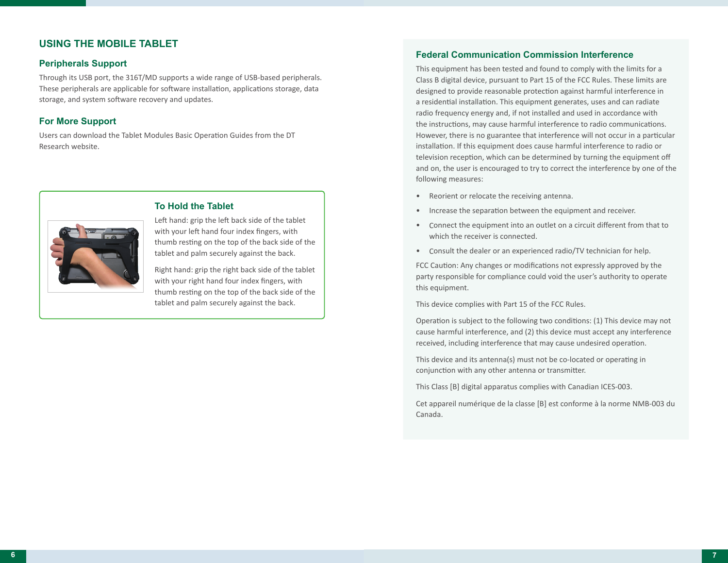# USING THE MOBILE TABLET

## Peripherals Support

Through its USB port, the 316T/MD supports a wide range of USB-based peripherals. These peripherals are applicable for software installation, applications storage, data storage, and system software recovery and updates.

## For More Support

Users can download the Tablet Modules Basic Operation Guides from the DT Research website.

## To Hold the Tablet

Left hand: grip the left back side of the tablet with your left hand four index fingers, with thumb resting on the top of the back side of the tablet and palm securely against the back.

Right hand: grip the right back side of the tablet with your right hand four index fingers, with thumb resting on the top of the back side of the tablet and palm securely against the back.

## Federal Communication Commission Interference

This equipment has been tested and found to comply with the limits for a Class B digital device, pursuant to Part 15 of the FCC Rules. These limits are designed to provide reasonable protection against harmful interference in a residential installation. This equipment generates, uses and can radiate radio frequency energy and, if not installed and used in accordance with the instructions, may cause harmful interference to radio communications. However, there is no guarantee that interference will not occur in a particular installation. If this equipment does cause harmful interference to radio or television reception, which can be determined by turning the equipment off and on, the user is encouraged to try to correct the interference by one of the following measures:

- Reorient or relocate the receiving antenna.
- Increase the separation between the equipment and receiver.
- Connect the equipment into an outlet on a circuit different from that to which the receiver is connected.
- Consult the dealer or an experienced radio/TV technician for help.

FCC Caution: Any changes or modifications not expressly approved by the party responsible for compliance could void the user's authority to operate this equipment.

This device complies with Part 15 of the FCC Rules.

Operation is subject to the following two conditions: (1) This device may not cause harmful interference, and (2) this device must accept any interference received, including interference that may cause undesired operation.

This device and its antenna(s) must not be co-located or operating in conjunction with any other antenna or transmitter.

This Class [B] digital apparatus complies with Canadian ICES-003.

Cet appareil numérique de la classe [B] est conforme à la norme NMB-003 du Canada.